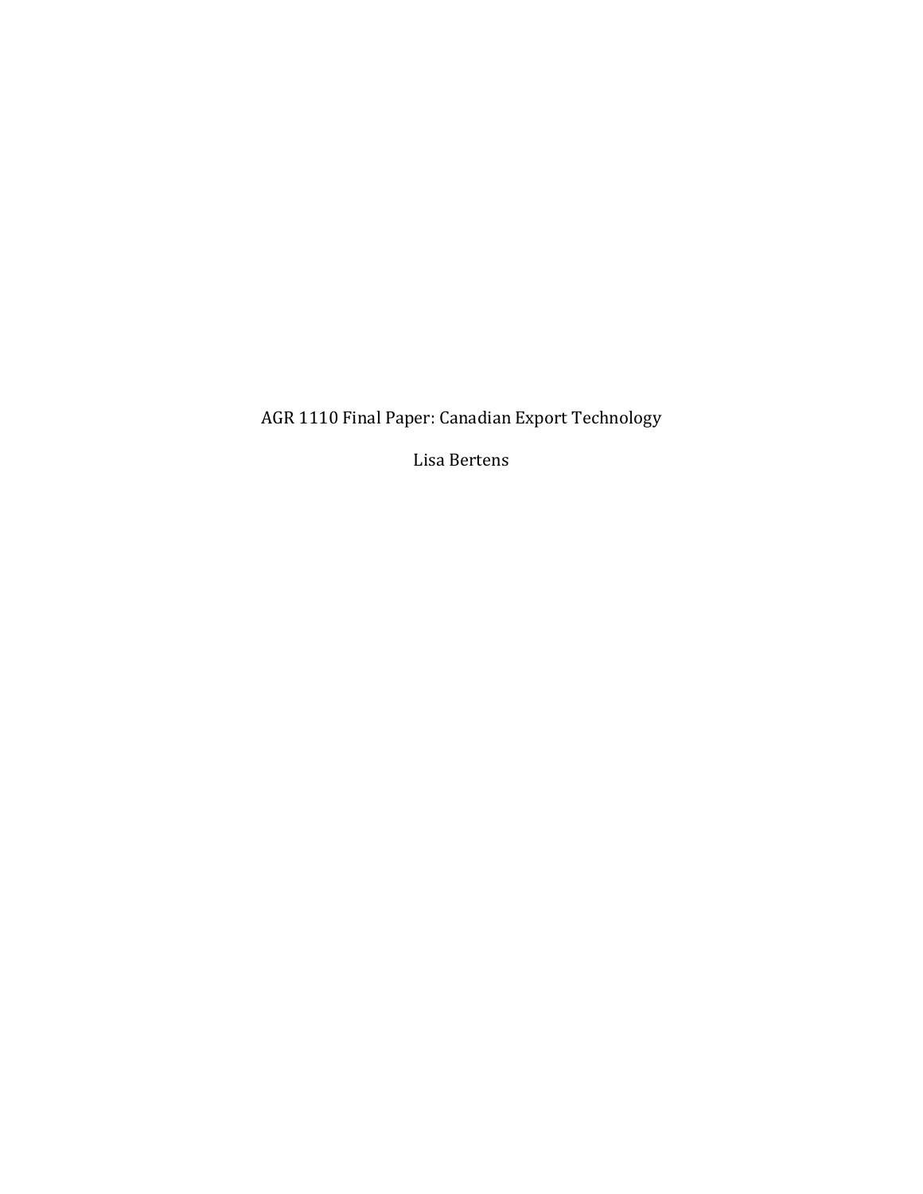AGR 1110 Final Paper: Canadian Export Technology

Lisa Bertens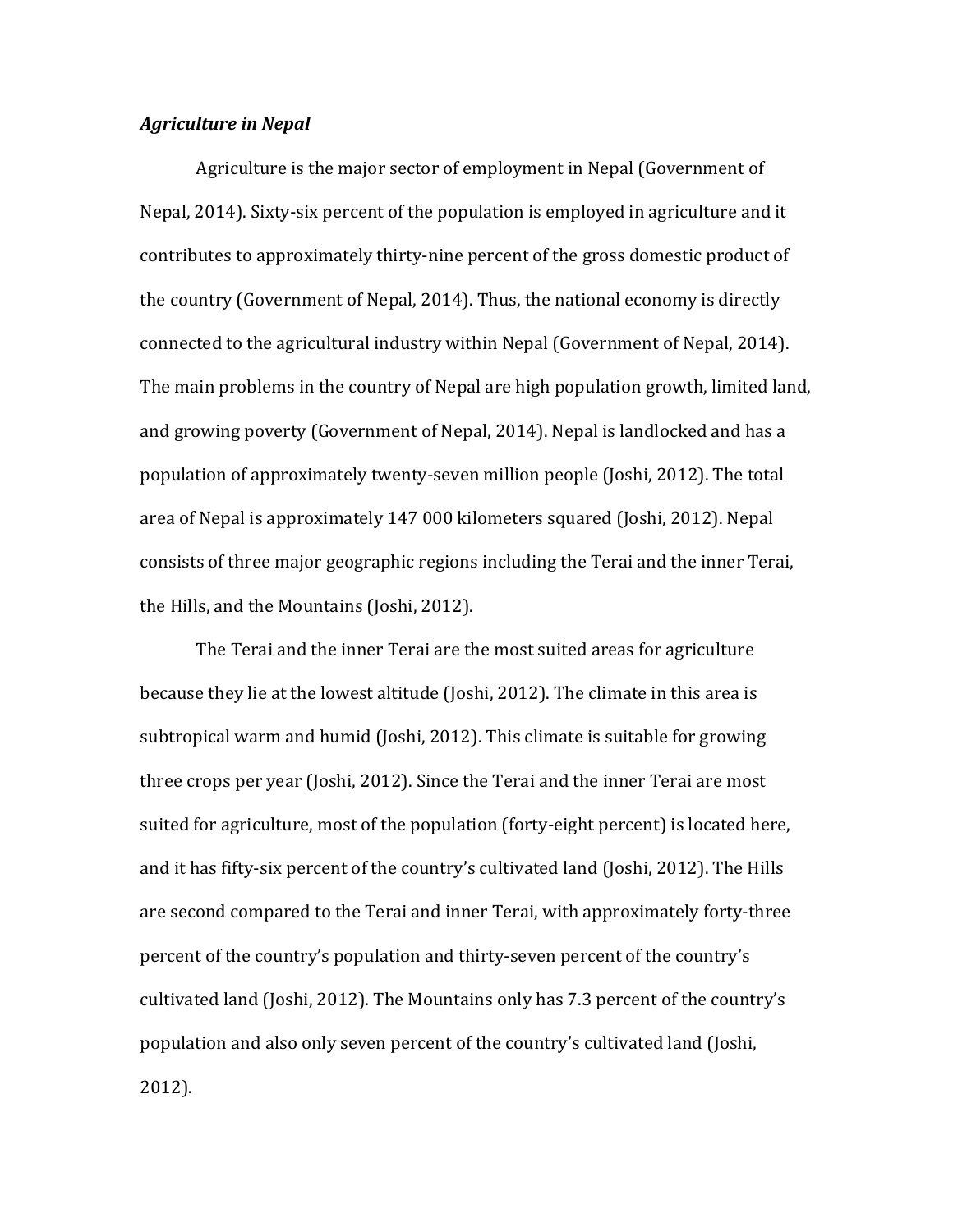***Agriculture in Nepal***

Agriculture is the major sector of employment in Nepal (Government of Nepal, 2014). Sixty-six percent of the population is employed in agriculture and it contributes to approximately thirty-nine percent of the gross domestic product of the country (Government of Nepal, 2014). Thus, the national economy is directly connected to the agricultural industry within Nepal (Government of Nepal, 2014). The main problems in the country of Nepal are high population growth, limited land, and growing poverty (Government of Nepal, 2014). Nepal is landlocked and has a population of approximately twenty-seven million people (Joshi, 2012). The total area of Nepal is approximately 147 000 kilometers squared (Joshi, 2012). Nepal consists of three major geographic regions including the Terai and the inner Terai, the Hills, and the Mountains (Joshi, 2012).

The Terai and the inner Terai are the most suited areas for agriculture because they lie at the lowest altitude (Joshi, 2012). The climate in this area is subtropical warm and humid (Joshi, 2012). This climate is suitable for growing three crops per year (Joshi, 2012). Since the Terai and the inner Terai are most suited for agriculture, most of the population (forty-eight percent) is located here, and it has fifty-six percent of the country's cultivated land (Joshi, 2012). The Hills are second compared to the Terai and inner Terai, with approximately forty-three percent of the country's population and thirty-seven percent of the country's cultivated land (Joshi, 2012). The Mountains only has 7.3 percent of the country's population and also only seven percent of the country's cultivated land (Joshi, 2012).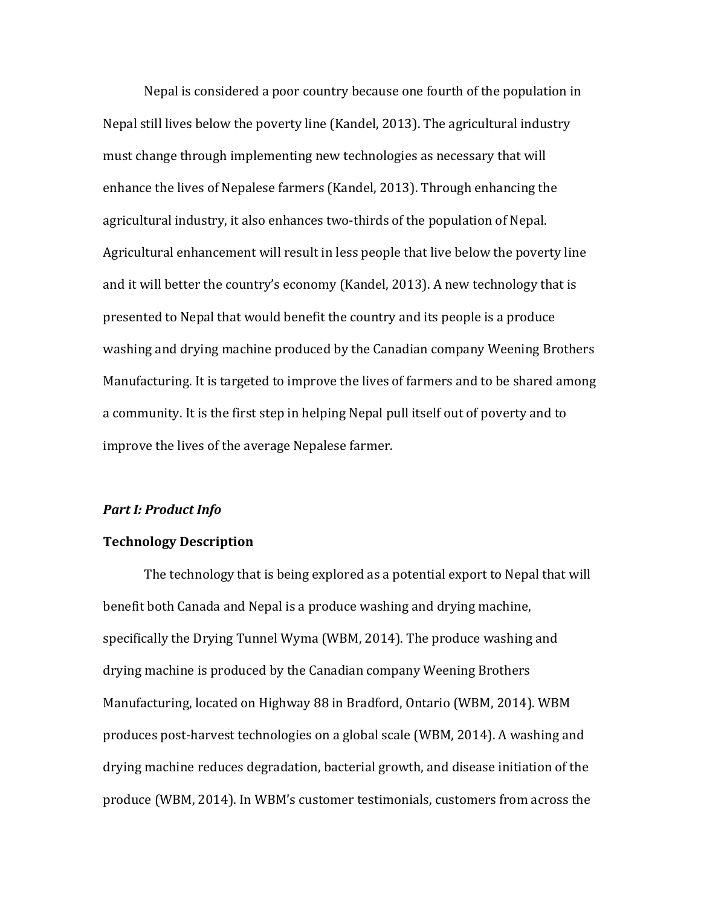Nepal is considered a poor country because one fourth of the population in Nepal still lives below the poverty line (Kandel, 2013). The agricultural industry must change through implementing new technologies as necessary that will enhance the lives of Nepalese farmers (Kandel, 2013). Through enhancing the agricultural industry, it also enhances two-thirds of the population of Nepal. Agricultural enhancement will result in less people that live below the poverty line and it will better the country's economy (Kandel, 2013). A new technology that is presented to Nepal that would benefit the country and its people is a produce washing and drying machine produced by the Canadian company Weening Brothers Manufacturing. It is targeted to improve the lives of farmers and to be shared among a community. It is the first step in helping Nepal pull itself out of poverty and to improve the lives of the average Nepalese farmer.

***Part I: Product Info***

**Technology Description**

The technology that is being explored as a potential export to Nepal that will benefit both Canada and Nepal is a produce washing and drying machine, specifically the Drying Tunnel Wyma (WBM, 2014). The produce washing and drying machine is produced by the Canadian company Weening Brothers Manufacturing, located on Highway 88 in Bradford, Ontario (WBM, 2014). WBM produces post-harvest technologies on a global scale (WBM, 2014). A washing and drying machine reduces degradation, bacterial growth, and disease initiation of the produce (WBM, 2014). In WBM's customer testimonials, customers from across the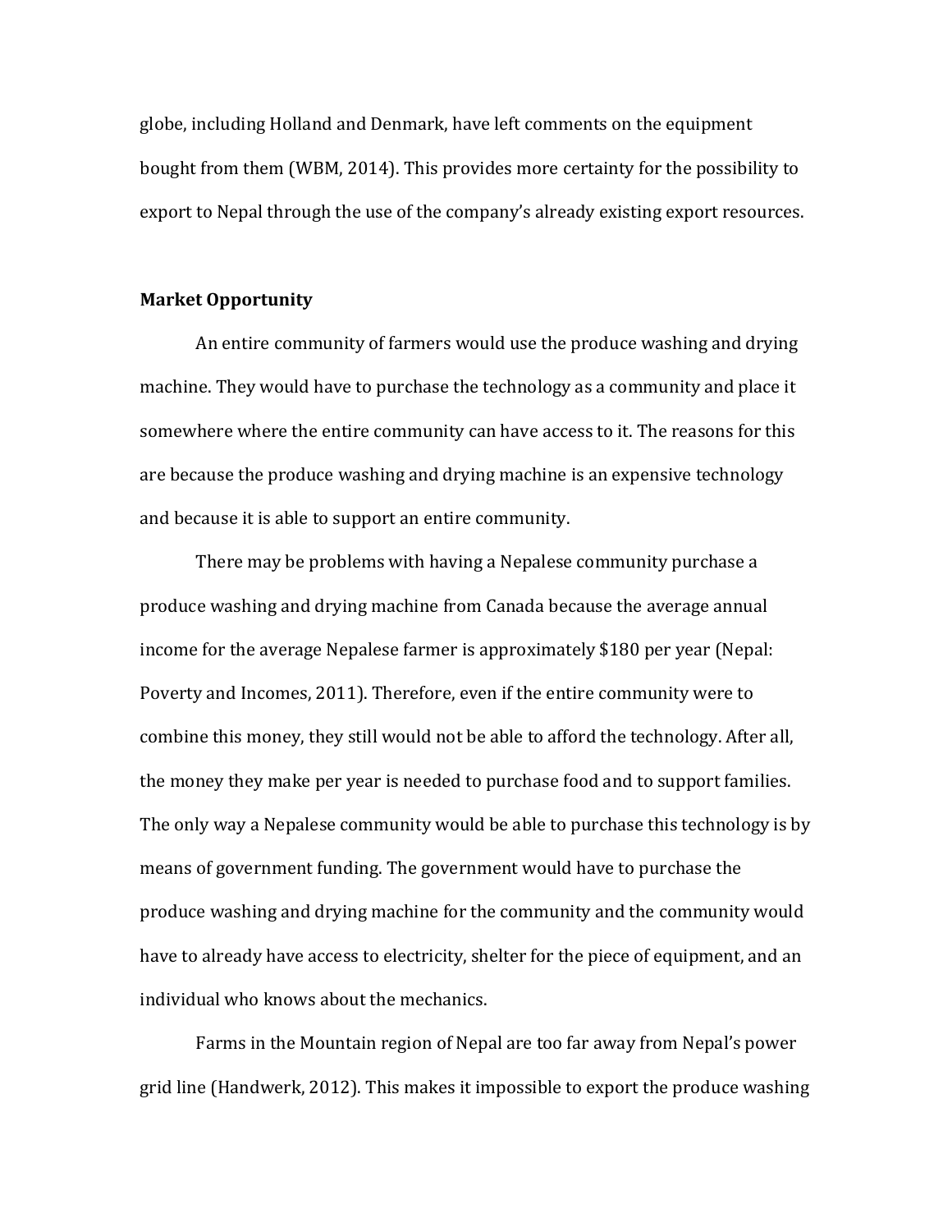globe, including Holland and Denmark, have left comments on the equipment bought from them (WBM, 2014). This provides more certainty for the possibility to export to Nepal through the use of the company's already existing export resources.

**Market Opportunity**

An entire community of farmers would use the produce washing and drying machine. They would have to purchase the technology as a community and place it somewhere where the entire community can have access to it. The reasons for this are because the produce washing and drying machine is an expensive technology and because it is able to support an entire community.

There may be problems with having a Nepalese community purchase a produce washing and drying machine from Canada because the average annual income for the average Nepalese farmer is approximately $180 per year (Nepal: Poverty and Incomes, 2011). Therefore, even if the entire community were to combine this money, they still would not be able to afford the technology. After all, the money they make per year is needed to purchase food and to support families. The only way a Nepalese community would be able to purchase this technology is by means of government funding. The government would have to purchase the produce washing and drying machine for the community and the community would have to already have access to electricity, shelter for the piece of equipment, and an individual who knows about the mechanics.

Farms in the Mountain region of Nepal are too far away from Nepal's power grid line (Handwerk, 2012). This makes it impossible to export the produce washing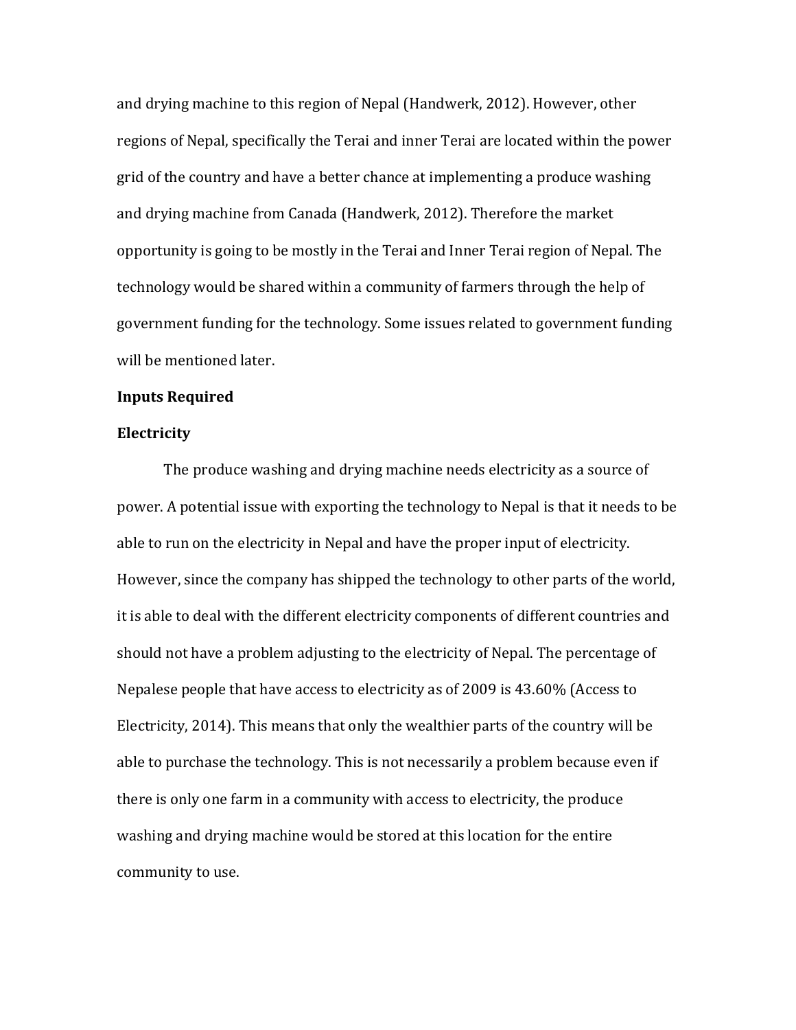and drying machine to this region of Nepal (Handwerk, 2012). However, other regions of Nepal, specifically the Terai and inner Terai are located within the power grid of the country and have a better chance at implementing a produce washing and drying machine from Canada (Handwerk, 2012). Therefore the market opportunity is going to be mostly in the Terai and Inner Terai region of Nepal. The technology would be shared within a community of farmers through the help of government funding for the technology. Some issues related to government funding will be mentioned later.

**Inputs Required**

**Electricity**

The produce washing and drying machine needs electricity as a source of power. A potential issue with exporting the technology to Nepal is that it needs to be able to run on the electricity in Nepal and have the proper input of electricity. However, since the company has shipped the technology to other parts of the world, it is able to deal with the different electricity components of different countries and should not have a problem adjusting to the electricity of Nepal. The percentage of Nepalese people that have access to electricity as of 2009 is 43.60% (Access to Electricity, 2014). This means that only the wealthier parts of the country will be able to purchase the technology. This is not necessarily a problem because even if there is only one farm in a community with access to electricity, the produce washing and drying machine would be stored at this location for the entire community to use.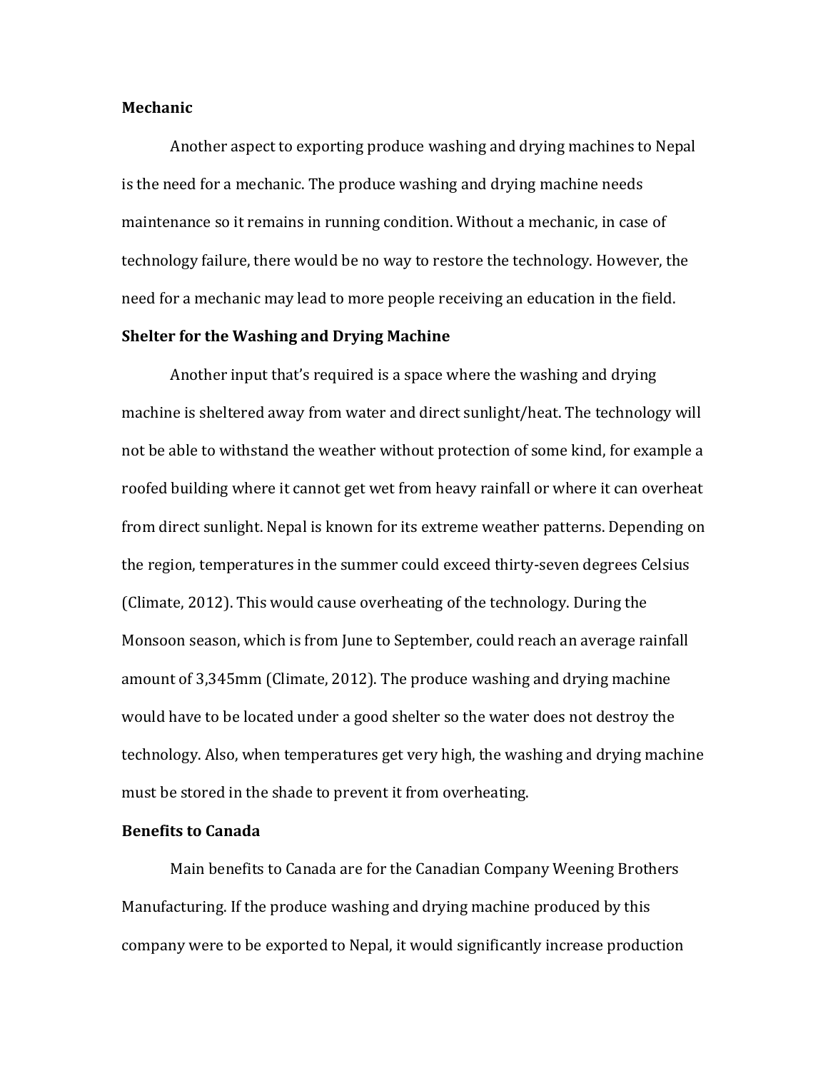**Mechanic**

Another aspect to exporting produce washing and drying machines to Nepal is the need for a mechanic. The produce washing and drying machine needs maintenance so it remains in running condition. Without a mechanic, in case of technology failure, there would be no way to restore the technology. However, the need for a mechanic may lead to more people receiving an education in the field.

**Shelter for the Washing and Drying Machine**

Another input that's required is a space where the washing and drying machine is sheltered away from water and direct sunlight/heat. The technology will not be able to withstand the weather without protection of some kind, for example a roofed building where it cannot get wet from heavy rainfall or where it can overheat from direct sunlight. Nepal is known for its extreme weather patterns. Depending on the region, temperatures in the summer could exceed thirty-seven degrees Celsius (Climate, 2012). This would cause overheating of the technology. During the Monsoon season, which is from June to September, could reach an average rainfall amount of 3,345mm (Climate, 2012). The produce washing and drying machine would have to be located under a good shelter so the water does not destroy the technology. Also, when temperatures get very high, the washing and drying machine must be stored in the shade to prevent it from overheating.

**Benefits to Canada**

Main benefits to Canada are for the Canadian Company Weening Brothers Manufacturing. If the produce washing and drying machine produced by this company were to be exported to Nepal, it would significantly increase production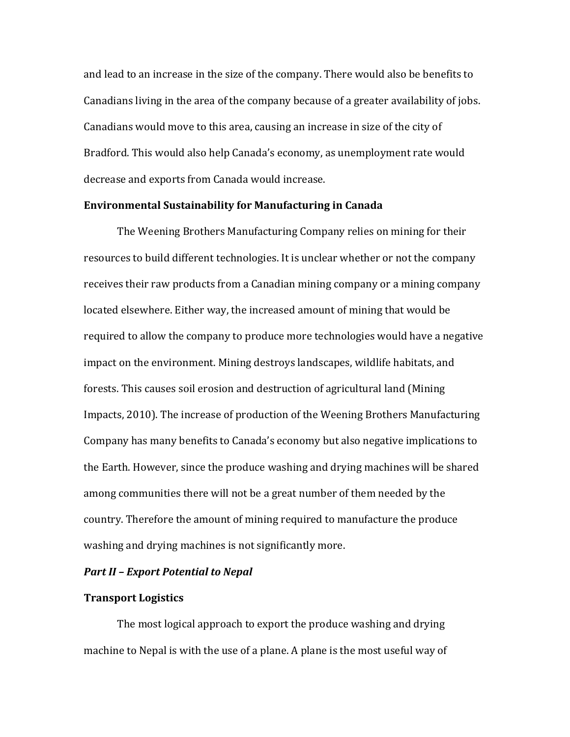and lead to an increase in the size of the company. There would also be benefits to Canadians living in the area of the company because of a greater availability of jobs. Canadians would move to this area, causing an increase in size of the city of Bradford. This would also help Canada's economy, as unemployment rate would decrease and exports from Canada would increase.

**Environmental Sustainability for Manufacturing in Canada**

The Weening Brothers Manufacturing Company relies on mining for their resources to build different technologies. It is unclear whether or not the company receives their raw products from a Canadian mining company or a mining company located elsewhere. Either way, the increased amount of mining that would be required to allow the company to produce more technologies would have a negative impact on the environment. Mining destroys landscapes, wildlife habitats, and forests. This causes soil erosion and destruction of agricultural land (Mining Impacts, 2010). The increase of production of the Weening Brothers Manufacturing Company has many benefits to Canada's economy but also negative implications to the Earth. However, since the produce washing and drying machines will be shared among communities there will not be a great number of them needed by the country. Therefore the amount of mining required to manufacture the produce washing and drying machines is not significantly more.

***Part II – Export Potential to Nepal***

**Transport Logistics**

The most logical approach to export the produce washing and drying machine to Nepal is with the use of a plane. A plane is the most useful way of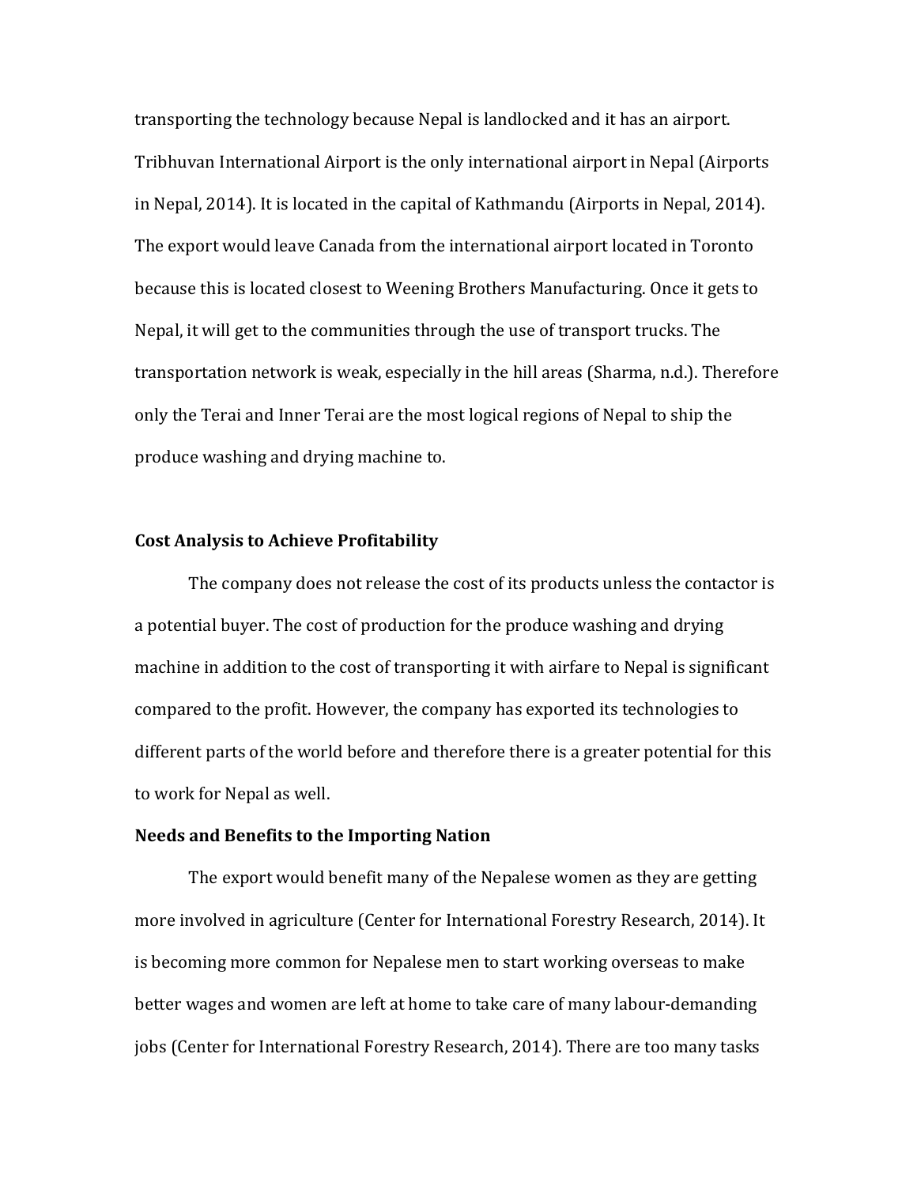transporting the technology because Nepal is landlocked and it has an airport. Tribhuvan International Airport is the only international airport in Nepal (Airports in Nepal, 2014). It is located in the capital of Kathmandu (Airports in Nepal, 2014). The export would leave Canada from the international airport located in Toronto because this is located closest to Weening Brothers Manufacturing. Once it gets to Nepal, it will get to the communities through the use of transport trucks. The transportation network is weak, especially in the hill areas (Sharma, n.d.). Therefore only the Terai and Inner Terai are the most logical regions of Nepal to ship the produce washing and drying machine to.

**Cost Analysis to Achieve Profitability**

The company does not release the cost of its products unless the contactor is a potential buyer. The cost of production for the produce washing and drying machine in addition to the cost of transporting it with airfare to Nepal is significant compared to the profit. However, the company has exported its technologies to different parts of the world before and therefore there is a greater potential for this to work for Nepal as well.

**Needs and Benefits to the Importing Nation**

The export would benefit many of the Nepalese women as they are getting more involved in agriculture (Center for International Forestry Research, 2014). It is becoming more common for Nepalese men to start working overseas to make better wages and women are left at home to take care of many labour-demanding jobs (Center for International Forestry Research, 2014). There are too many tasks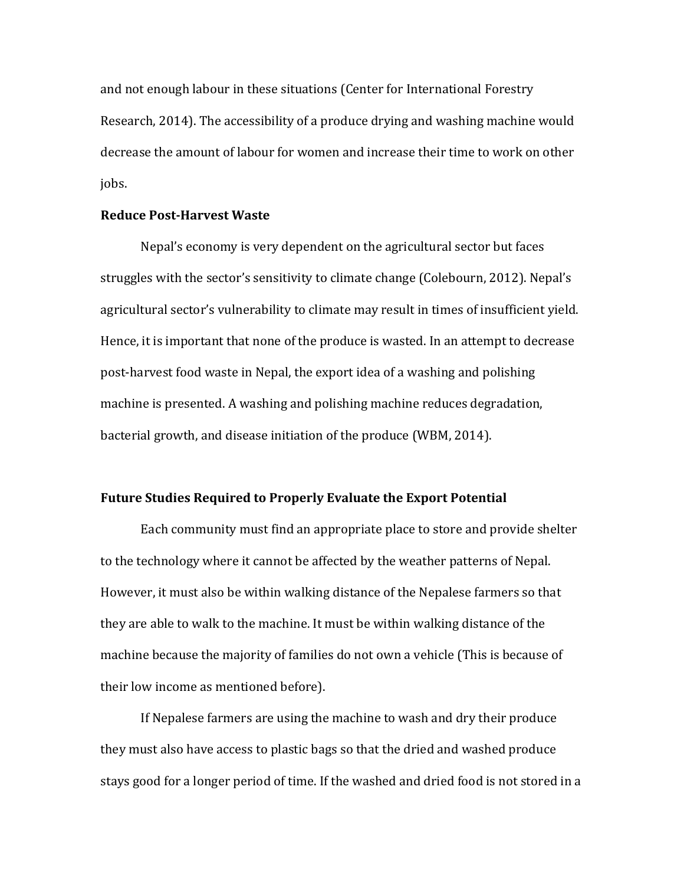and not enough labour in these situations (Center for International Forestry Research, 2014). The accessibility of a produce drying and washing machine would decrease the amount of labour for women and increase their time to work on other jobs.

**Reduce Post-Harvest Waste**

Nepal's economy is very dependent on the agricultural sector but faces struggles with the sector's sensitivity to climate change (Colebourn, 2012). Nepal's agricultural sector's vulnerability to climate may result in times of insufficient yield. Hence, it is important that none of the produce is wasted. In an attempt to decrease post-harvest food waste in Nepal, the export idea of a washing and polishing machine is presented. A washing and polishing machine reduces degradation, bacterial growth, and disease initiation of the produce (WBM, 2014).

**Future Studies Required to Properly Evaluate the Export Potential**

Each community must find an appropriate place to store and provide shelter to the technology where it cannot be affected by the weather patterns of Nepal. However, it must also be within walking distance of the Nepalese farmers so that they are able to walk to the machine. It must be within walking distance of the machine because the majority of families do not own a vehicle (This is because of their low income as mentioned before).

If Nepalese farmers are using the machine to wash and dry their produce they must also have access to plastic bags so that the dried and washed produce stays good for a longer period of time. If the washed and dried food is not stored in a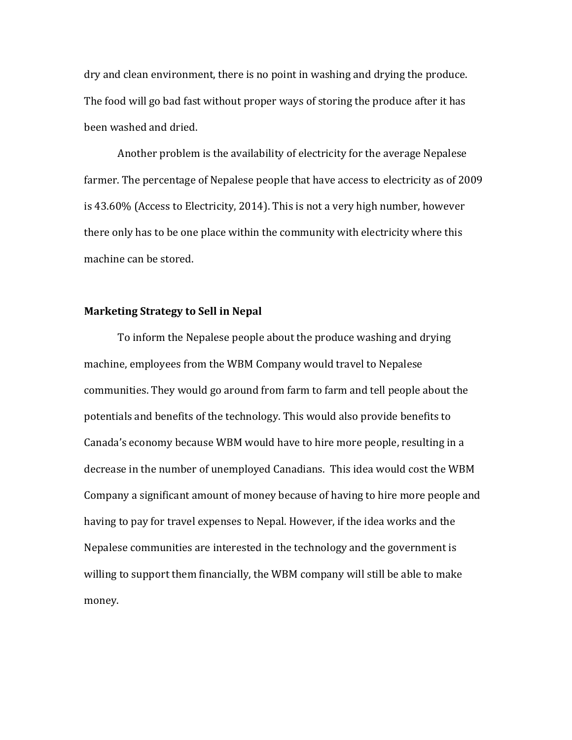dry and clean environment, there is no point in washing and drying the produce. The food will go bad fast without proper ways of storing the produce after it has been washed and dried.

Another problem is the availability of electricity for the average Nepalese farmer. The percentage of Nepalese people that have access to electricity as of 2009 is 43.60% (Access to Electricity, 2014). This is not a very high number, however there only has to be one place within the community with electricity where this machine can be stored.

**Marketing Strategy to Sell in Nepal**

To inform the Nepalese people about the produce washing and drying machine, employees from the WBM Company would travel to Nepalese communities. They would go around from farm to farm and tell people about the potentials and benefits of the technology. This would also provide benefits to Canada's economy because WBM would have to hire more people, resulting in a decrease in the number of unemployed Canadians. This idea would cost the WBM Company a significant amount of money because of having to hire more people and having to pay for travel expenses to Nepal. However, if the idea works and the Nepalese communities are interested in the technology and the government is willing to support them financially, the WBM company will still be able to make money.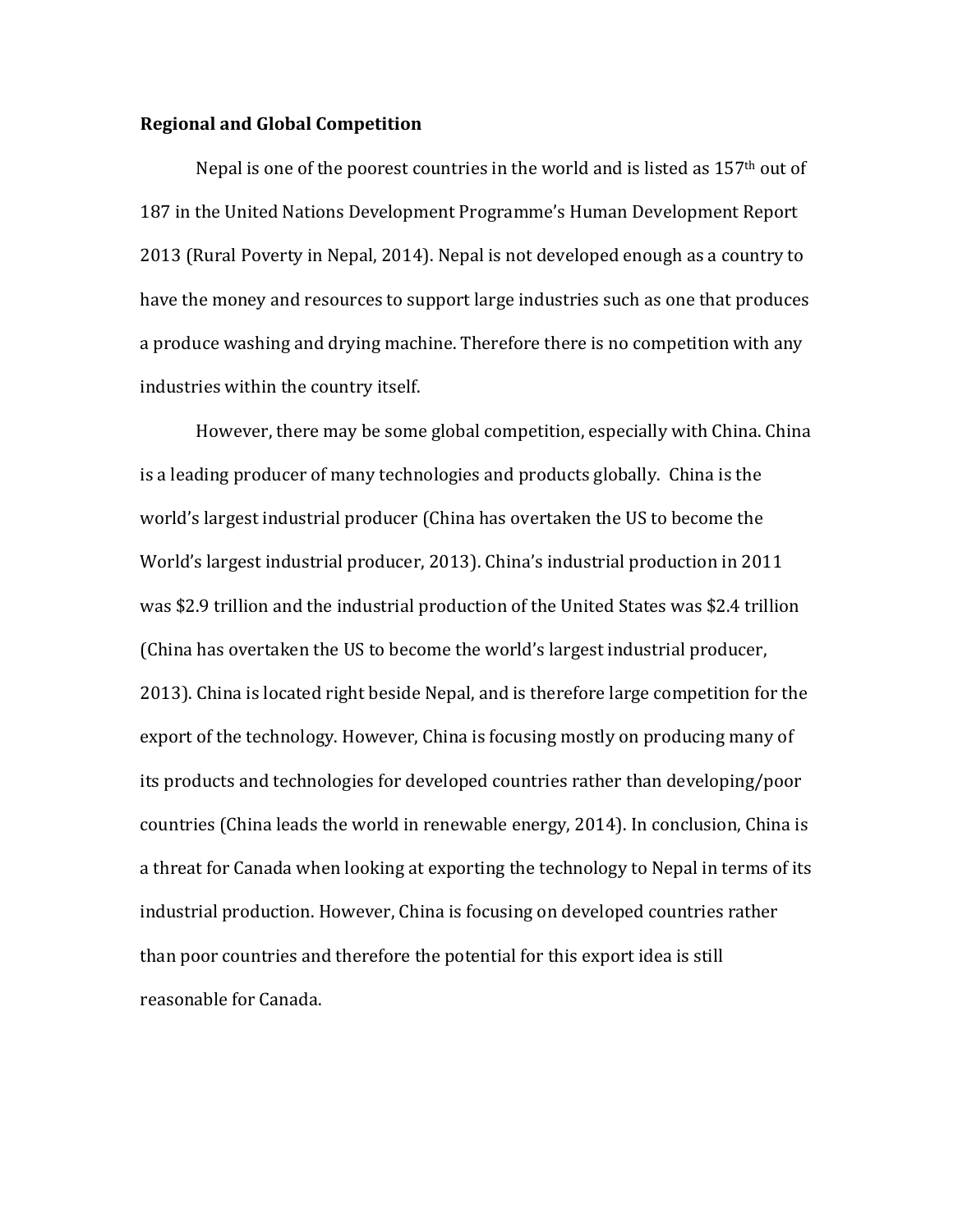**Regional and Global Competition**

Nepal is one of the poorest countries in the world and is listed as 157th out of 187 in the United Nations Development Programme's Human Development Report 2013 (Rural Poverty in Nepal, 2014). Nepal is not developed enough as a country to have the money and resources to support large industries such as one that produces a produce washing and drying machine. Therefore there is no competition with any industries within the country itself.

However, there may be some global competition, especially with China. China is a leading producer of many technologies and products globally. China is the world's largest industrial producer (China has overtaken the US to become the World's largest industrial producer, 2013). China's industrial production in 2011 was $2.9 trillion and the industrial production of the United States was $2.4 trillion (China has overtaken the US to become the world's largest industrial producer, 2013). China is located right beside Nepal, and is therefore large competition for the export of the technology. However, China is focusing mostly on producing many of its products and technologies for developed countries rather than developing/poor countries (China leads the world in renewable energy, 2014). In conclusion, China is a threat for Canada when looking at exporting the technology to Nepal in terms of its industrial production. However, China is focusing on developed countries rather than poor countries and therefore the potential for this export idea is still reasonable for Canada.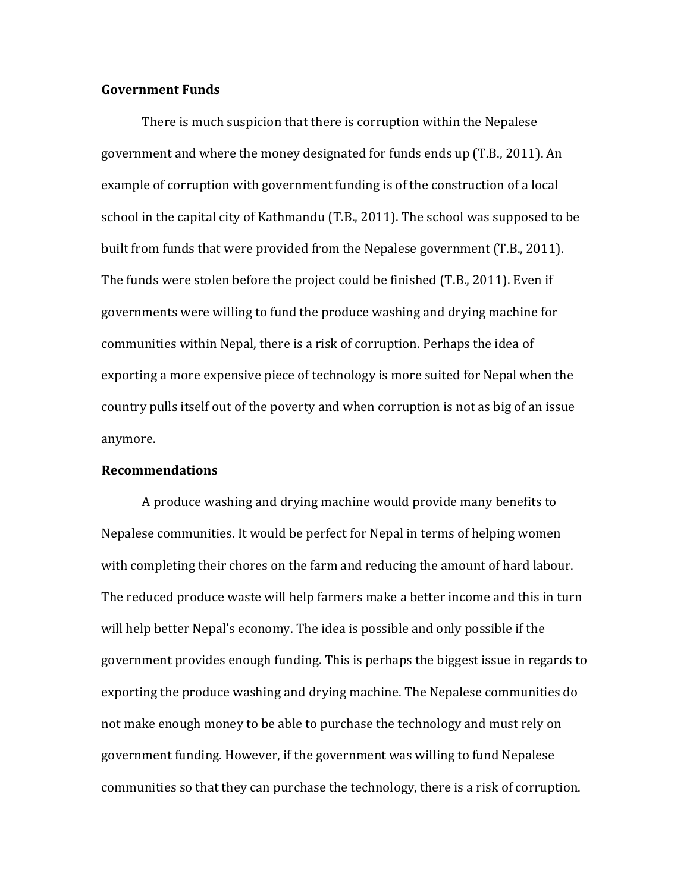## Government Funds

There is much suspicion that there is corruption within the Nepalese government and where the money designated for funds ends up (T.B., 2011). An example of corruption with government funding is of the construction of a local school in the capital city of Kathmandu (T.B., 2011). The school was supposed to be built from funds that were provided from the Nepalese government (T.B., 2011). The funds were stolen before the project could be finished (T.B., 2011). Even if governments were willing to fund the produce washing and drying machine for communities within Nepal, there is a risk of corruption. Perhaps the idea of exporting a more expensive piece of technology is more suited for Nepal when the country pulls itself out of the poverty and when corruption is not as big of an issue anymore.

## Recommendations

A produce washing and drying machine would provide many benefits to Nepalese communities. It would be perfect for Nepal in terms of helping women with completing their chores on the farm and reducing the amount of hard labour. The reduced produce waste will help farmers make a better income and this in turn will help better Nepal's economy. The idea is possible and only possible if the government provides enough funding. This is perhaps the biggest issue in regards to exporting the produce washing and drying machine. The Nepalese communities do not make enough money to be able to purchase the technology and must rely on government funding. However, if the government was willing to fund Nepalese communities so that they can purchase the technology, there is a risk of corruption.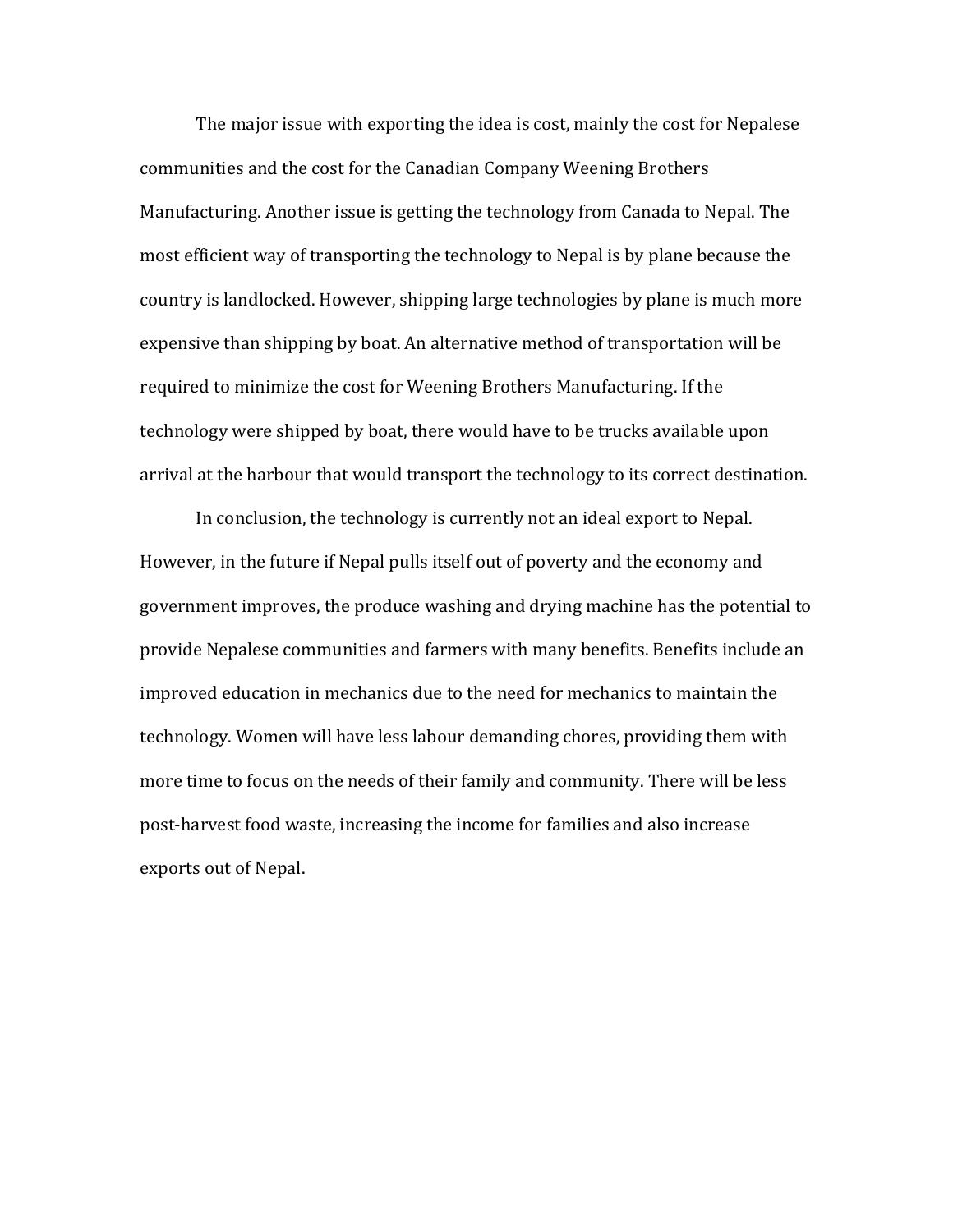The major issue with exporting the idea is cost, mainly the cost for Nepalese communities and the cost for the Canadian Company Weening Brothers Manufacturing. Another issue is getting the technology from Canada to Nepal. The most efficient way of transporting the technology to Nepal is by plane because the country is landlocked. However, shipping large technologies by plane is much more expensive than shipping by boat. An alternative method of transportation will be required to minimize the cost for Weening Brothers Manufacturing. If the technology were shipped by boat, there would have to be trucks available upon arrival at the harbour that would transport the technology to its correct destination.

In conclusion, the technology is currently not an ideal export to Nepal. However, in the future if Nepal pulls itself out of poverty and the economy and government improves, the produce washing and drying machine has the potential to provide Nepalese communities and farmers with many benefits. Benefits include an improved education in mechanics due to the need for mechanics to maintain the technology. Women will have less labour demanding chores, providing them with more time to focus on the needs of their family and community. There will be less post-harvest food waste, increasing the income for families and also increase exports out of Nepal.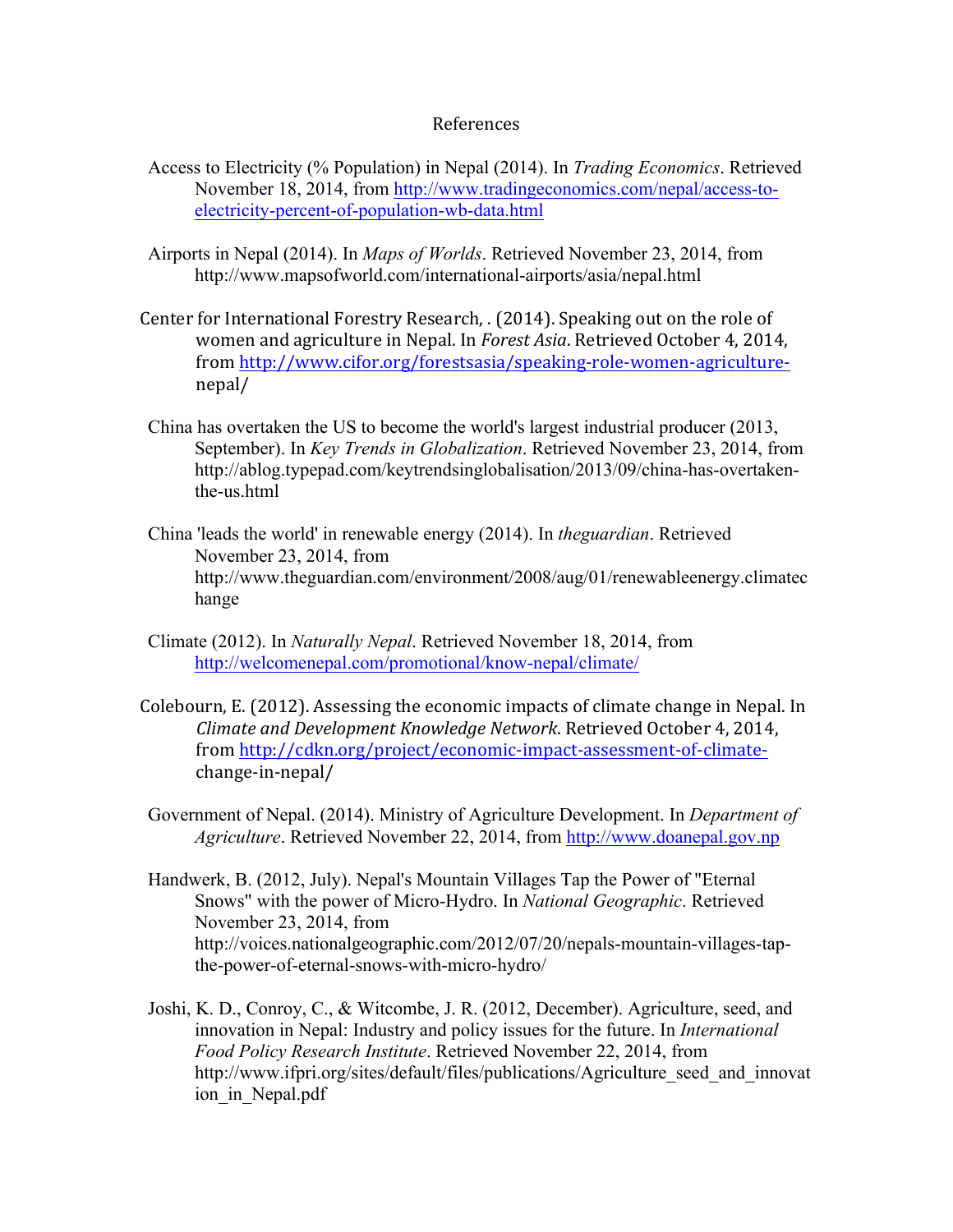# References

Access to Electricity (% Population) in Nepal (2014). In *Trading Economics*. Retrieved November 18, 2014, from http://www.tradingeconomics.com/nepal/access-to-electricity-percent-of-population-wb-data.html

Airports in Nepal (2014). In *Maps of Worlds*. Retrieved November 23, 2014, from http://www.mapsofworld.com/international-airports/asia/nepal.html

Center for International Forestry Research, . (2014). Speaking out on the role of women and agriculture in Nepal. In *Forest Asia*. Retrieved October 4, 2014, from http://www.cifor.org/forestsasia/speaking-role-women-agriculture-nepal/

China has overtaken the US to become the world's largest industrial producer (2013, September). In *Key Trends in Globalization*. Retrieved November 23, 2014, from http://ablog.typepad.com/keytrendsinglobalisation/2013/09/china-has-overtaken-the-us.html

China 'leads the world' in renewable energy (2014). In *theguardian*. Retrieved November 23, 2014, from http://www.theguardian.com/environment/2008/aug/01/renewableenergy.climatechange

Climate (2012). In *Naturally Nepal*. Retrieved November 18, 2014, from http://welcomenepal.com/promotional/know-nepal/climate/

Colebourn, E. (2012). Assessing the economic impacts of climate change in Nepal. In *Climate and Development Knowledge Network*. Retrieved October 4, 2014, from http://cdkn.org/project/economic-impact-assessment-of-climate-change-in-nepal/

Government of Nepal. (2014). Ministry of Agriculture Development. In *Department of Agriculture*. Retrieved November 22, 2014, from http://www.doanepal.gov.np

Handwerk, B. (2012, July). Nepal's Mountain Villages Tap the Power of "Eternal Snows" with the power of Micro-Hydro. In *National Geographic*. Retrieved November 23, 2014, from http://voices.nationalgeographic.com/2012/07/20/nepals-mountain-villages-tap-the-power-of-eternal-snows-with-micro-hydro/

Joshi, K. D., Conroy, C., & Witcombe, J. R. (2012, December). Agriculture, seed, and innovation in Nepal: Industry and policy issues for the future. In *International Food Policy Research Institute*. Retrieved November 22, 2014, from http://www.ifpri.org/sites/default/files/publications/Agriculture_seed_and_innovation_in_Nepal.pdf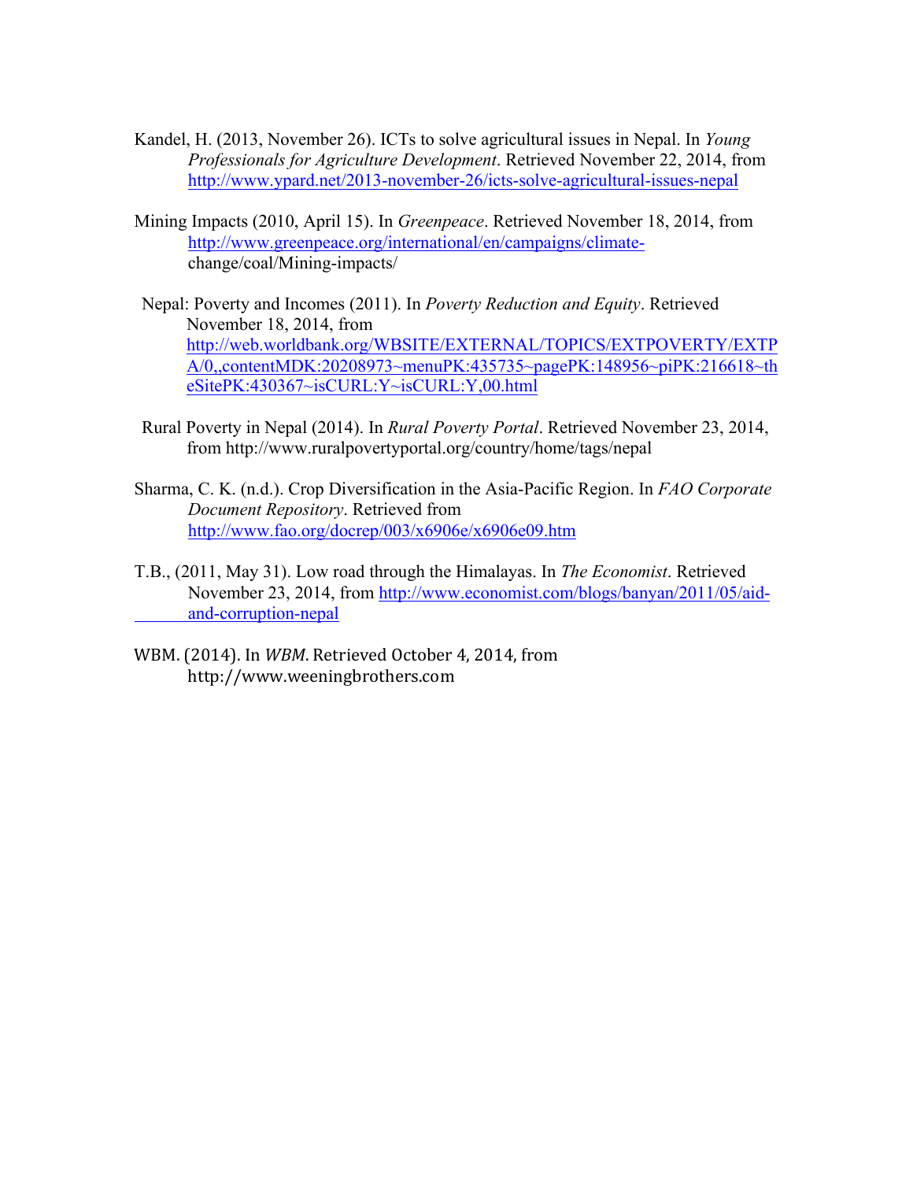Kandel, H. (2013, November 26). ICTs to solve agricultural issues in Nepal. In *Young Professionals for Agriculture Development*. Retrieved November 22, 2014, from http://www.ypard.net/2013-november-26/icts-solve-agricultural-issues-nepal

Mining Impacts (2010, April 15). In *Greenpeace*. Retrieved November 18, 2014, from http://www.greenpeace.org/international/en/campaigns/climate-change/coal/Mining-impacts/

Nepal: Poverty and Incomes (2011). In *Poverty Reduction and Equity*. Retrieved November 18, 2014, from http://web.worldbank.org/WBSITE/EXTERNAL/TOPICS/EXTPOVERTY/EXTPA/0,,contentMDK:20208973~menuPK:435735~pagePK:148956~piPK:216618~theSitePK:430367~isCURL:Y~isCURL:Y,00.html

Rural Poverty in Nepal (2014). In *Rural Poverty Portal*. Retrieved November 23, 2014, from http://www.ruralpovertyportal.org/country/home/tags/nepal

Sharma, C. K. (n.d.). Crop Diversification in the Asia-Pacific Region. In *FAO Corporate Document Repository*. Retrieved from http://www.fao.org/docrep/003/x6906e/x6906e09.htm

T.B., (2011, May 31). Low road through the Himalayas. In *The Economist*. Retrieved November 23, 2014, from http://www.economist.com/blogs/banyan/2011/05/aid-and-corruption-nepal

WBM. (2014). In *WBM*. Retrieved October 4, 2014, from http://www.weeningbrothers.com